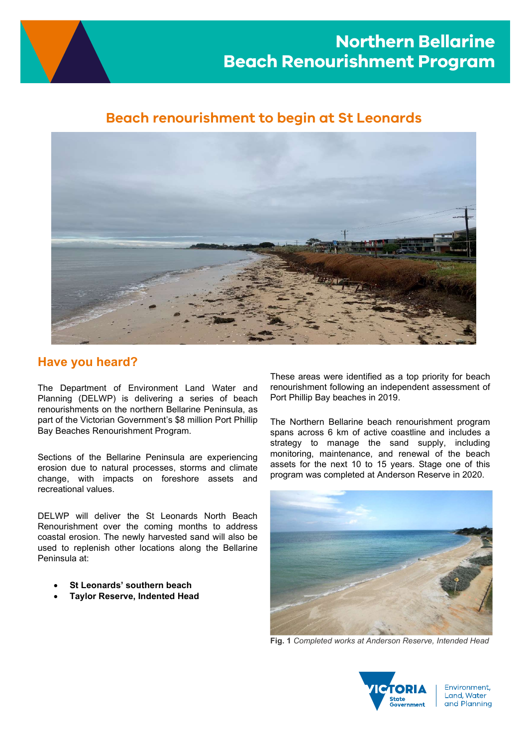# Northern Bellarine Beach Renourishment Program

## Beach renourishment to begin at St Leonards

## Have you heard?

The Department of Environment Land Water and Planning (DELWP) is delivering a series of beach renourishments on the northern Bellarine Peninsula, as part of the Victorian Government's $8 million Port Phillip Bay Beaches Renourishment Program.

Sections of the Bellarine Peninsula are experiencing erosion due to natural processes, storms and climate change, with impacts on foreshore assets and recreational values.

DELWP will deliver the St Leonards North Beach Renourishment over the coming months to address coastal erosion. The newly harvested sand will also be used to replenish other locations along the Bellarine Peninsula at:

- **St Leonards' southern beach**
- **Taylor Reserve, Indented Head**

These areas were identified as a top priority for beach renourishment following an independent assessment of Port Phillip Bay beaches in 2019.

The Northern Bellarine beach renourishment program spans across 6 km of active coastline and includes a strategy to manage the sand supply, including monitoring, maintenance, and renewal of the beach assets for the next 10 to 15 years. Stage one of this program was completed at Anderson Reserve in 2020.

**Fig. 1** *Completed works at Anderson Reserve, Intended Head*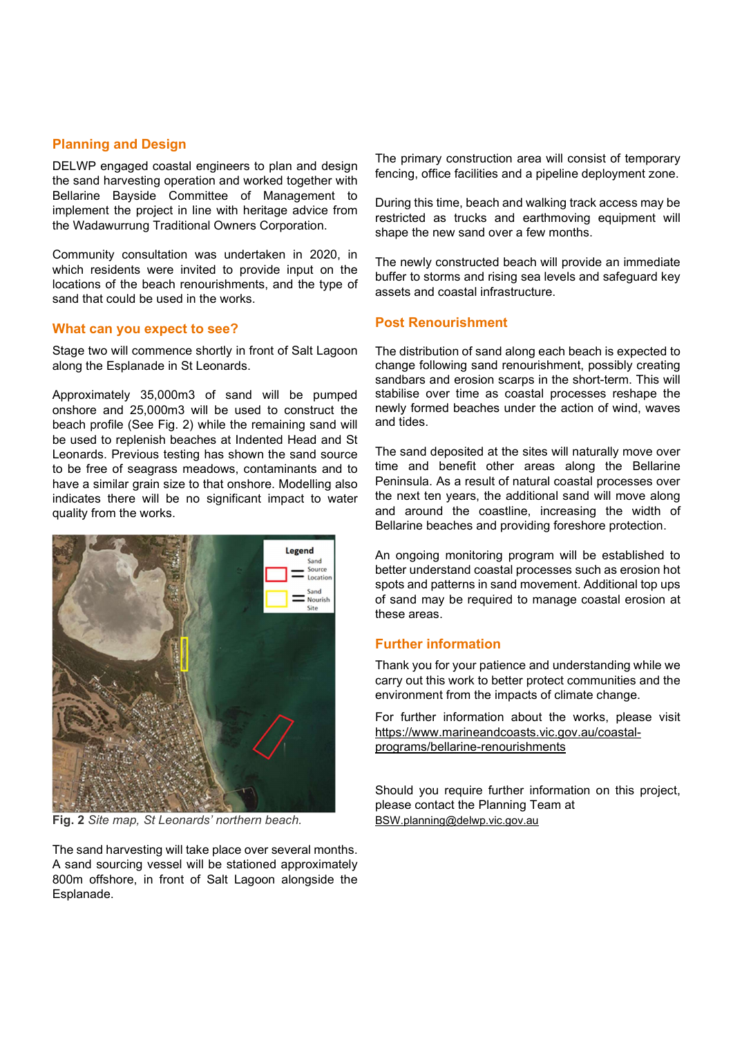## Planning and Design

DELWP engaged coastal engineers to plan and design the sand harvesting operation and worked together with Bellarine Bayside Committee of Management to implement the project in line with heritage advice from the Wadawurrung Traditional Owners Corporation.

Community consultation was undertaken in 2020, in which residents were invited to provide input on the locations of the beach renourishments, and the type of sand that could be used in the works.

## What can you expect to see?

Stage two will commence shortly in front of Salt Lagoon along the Esplanade in St Leonards.

Approximately 35,000m3 of sand will be pumped onshore and 25,000m3 will be used to construct the beach profile (See Fig. 2) while the remaining sand will be used to replenish beaches at Indented Head and St Leonards. Previous testing has shown the sand source to be free of seagrass meadows, contaminants and to have a similar grain size to that onshore. Modelling also indicates there will be no significant impact to water quality from the works.

Legend

Sand Source Location

Sand Nourish Site

**Fig. 2** *Site map, St Leonards' northern beach.*

The sand harvesting will take place over several months. A sand sourcing vessel will be stationed approximately 800m offshore, in front of Salt Lagoon alongside the Esplanade.

The primary construction area will consist of temporary fencing, office facilities and a pipeline deployment zone.

During this time, beach and walking track access may be restricted as trucks and earthmoving equipment will shape the new sand over a few months.

The newly constructed beach will provide an immediate buffer to storms and rising sea levels and safeguard key assets and coastal infrastructure.

## Post Renourishment

The distribution of sand along each beach is expected to change following sand renourishment, possibly creating sandbars and erosion scarps in the short-term. This will stabilise over time as coastal processes reshape the newly formed beaches under the action of wind, waves and tides.

The sand deposited at the sites will naturally move over time and benefit other areas along the Bellarine Peninsula. As a result of natural coastal processes over the next ten years, the additional sand will move along and around the coastline, increasing the width of Bellarine beaches and providing foreshore protection.

An ongoing monitoring program will be established to better understand coastal processes such as erosion hot spots and patterns in sand movement. Additional top ups of sand may be required to manage coastal erosion at these areas.

## Further information

Thank you for your patience and understanding while we carry out this work to better protect communities and the environment from the impacts of climate change.

For further information about the works, please visit https://www.marineandcoasts.vic.gov.au/coastal-programs/bellarine-renourishments

Should you require further information on this project, please contact the Planning Team at BSW.planning@delwp.vic.gov.au